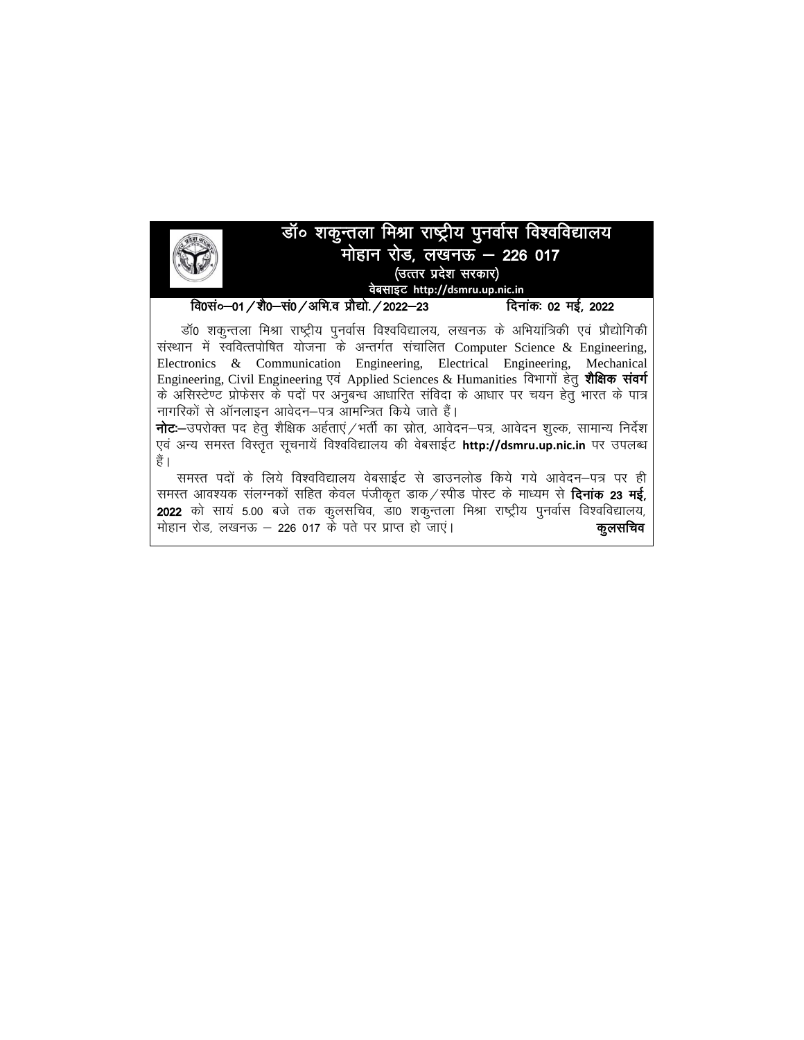# डॉ० शकुन्तला मिश्रा राष्ट्रीय पुनर्वास विश्वविद्यालय

## मोहान रोड, लखनऊ – 226 017

**(उत्तर प्रदेश सरकार)**

**वेबसाइट http://dsmru.up.nic.in**

**वि0सं०–01/शै0–सं0/अभि.व प्रौद्यो./2022–23** **दिनांकः 02 मई, 2022**

डॉ0 शकुन्तला मिश्रा राष्ट्रीय पुनर्वास विश्वविद्यालय, लखनऊ के अभियांत्रिकी एवं प्रौद्योगिकी संस्थान में स्ववित्तपोषित योजना के अन्तर्गत संचालित Computer Science & Engineering, Electronics & Communication Engineering, Electrical Engineering, Mechanical Engineering, Civil Engineering एवं Applied Sciences & Humanities विभागों हेतु **शैक्षिक संवर्ग** के असिस्टेण्ट प्रोफेसर के पदों पर अनुबन्ध आधारित संविदा के आधार पर चयन हेतु भारत के पात्र नागरिकों से ऑनलाइन आवेदन–पत्र आमन्त्रित किये जाते हैं।

**नोटः**–उपरोक्त पद हेतु शैक्षिक अर्हताएं/भर्ती का स्रोत, आवेदन–पत्र, आवेदन शुल्क, सामान्य निर्देश एवं अन्य समस्त विस्तृत सूचनायें विश्वविद्यालय की वेबसाईट **http://dsmru.up.nic.in** पर उपलब्ध हैं।

समस्त पदों के लिये विश्वविद्यालय वेबसाईट से डाउनलोड किये गये आवेदन–पत्र पर ही समस्त आवश्यक संलग्नकों सहित केवल पंजीकृत डाक/स्पीड पोस्ट के माध्यम से **दिनांक 23 मई, 2022** को सायं 5.00 बजे तक कुलसचिव, डा0 शकुन्तला मिश्रा राष्ट्रीय पुनर्वास विश्वविद्यालय, मोहान रोड, लखनऊ – 226 017 के पते पर प्राप्त हो जाएं।

**कुलसचिव**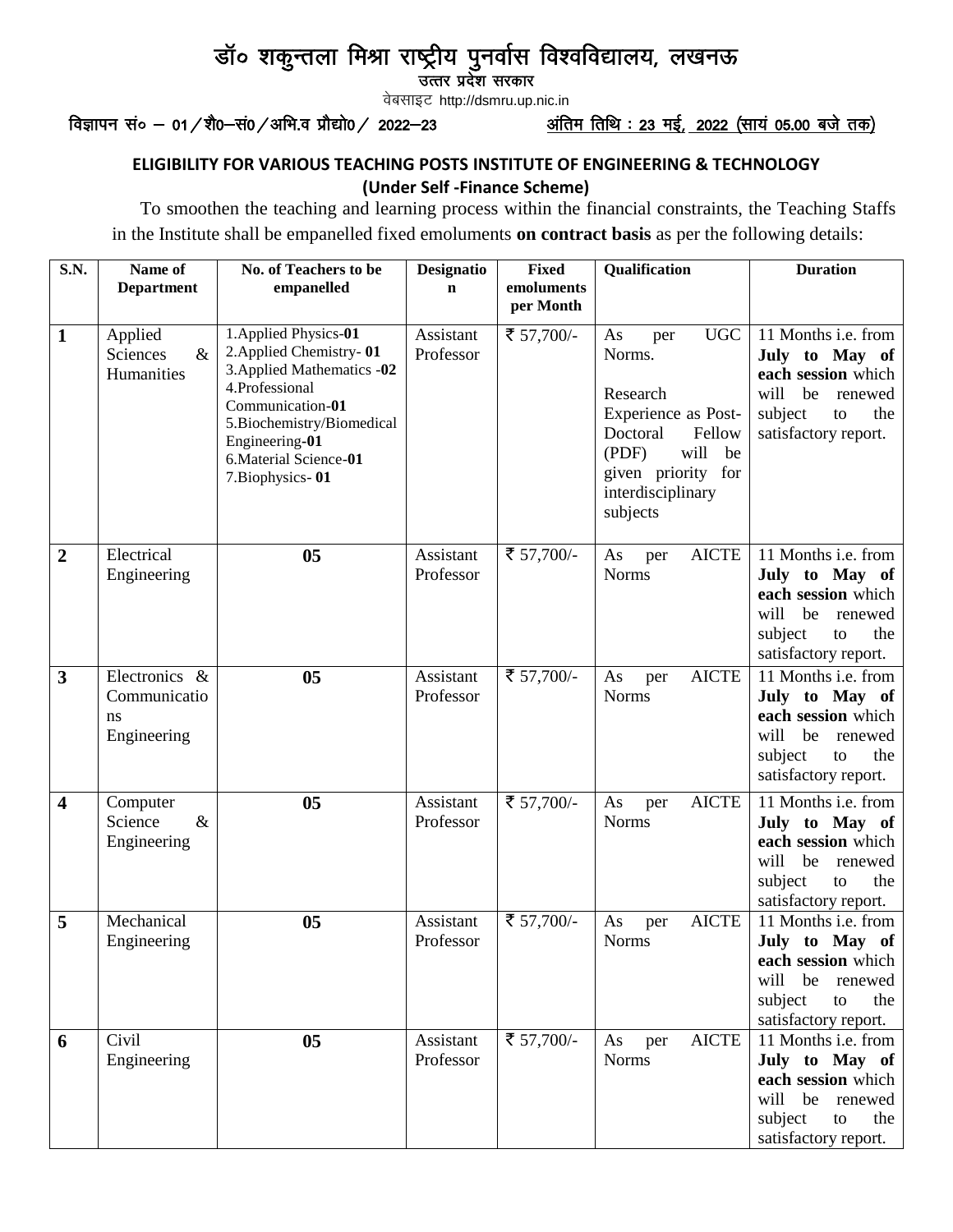# डॉ० शकुन्तला मिश्रा राष्ट्रीय पुनर्वास विश्वविद्यालय, लखनऊ

उत्तर प्रदेश सरकार

वेबसाइट http://dsmru.up.nic.in

विज्ञापन सं० – 01/शै0–सं0/अभि.व प्रौद्यो0/ 2022–23 | अंतिम तिथि : 23 मई, 2022 (सायं 05.00 बजे तक)

## ELIGIBILITY FOR VARIOUS TEACHING POSTS INSTITUTE OF ENGINEERING & TECHNOLOGY (Under Self -Finance Scheme)

To smoothen the teaching and learning process within the financial constraints, the Teaching Staffs in the Institute shall be empanelled fixed emoluments **on contract basis** as per the following details:

| S.N. | Name of Department | No. of Teachers to be empanelled | Designation | Fixed emoluments per Month | Qualification | Duration |
|---|---|---|---|---|---|---|
| **1** | Applied Sciences & Humanities | 1.Applied Physics-**01**<br>2.Applied Chemistry- **01**<br>3.Applied Mathematics -**02**<br>4.Professional Communication-**01**<br>5.Biochemistry/Biomedical Engineering-**01**<br>6.Material Science-**01**<br>7.Biophysics- **01** | Assistant Professor | ₹ 57,700/- | As per UGC Norms.<br><br>Research Experience as Post-Doctoral Fellow (PDF) will be given priority for interdisciplinary subjects | 11 Months i.e. from **July to May of each session** which will be renewed subject to the satisfactory report. |
| **2** | Electrical Engineering | **05** | Assistant Professor | ₹ 57,700/- | As per AICTE Norms | 11 Months i.e. from **July to May of each session** which will be renewed subject to the satisfactory report. |
| **3** | Electronics & Communications Engineering | **05** | Assistant Professor | ₹ 57,700/- | As per AICTE Norms | 11 Months i.e. from **July to May of each session** which will be renewed subject to the satisfactory report. |
| **4** | Computer Science & Engineering | **05** | Assistant Professor | ₹ 57,700/- | As per AICTE Norms | 11 Months i.e. from **July to May of each session** which will be renewed subject to the satisfactory report. |
| **5** | Mechanical Engineering | **05** | Assistant Professor | ₹ 57,700/- | As per AICTE Norms | 11 Months i.e. from **July to May of each session** which will be renewed subject to the satisfactory report. |
| **6** | Civil Engineering | **05** | Assistant Professor | ₹ 57,700/- | As per AICTE Norms | 11 Months i.e. from **July to May of each session** which will be renewed subject to the satisfactory report. |